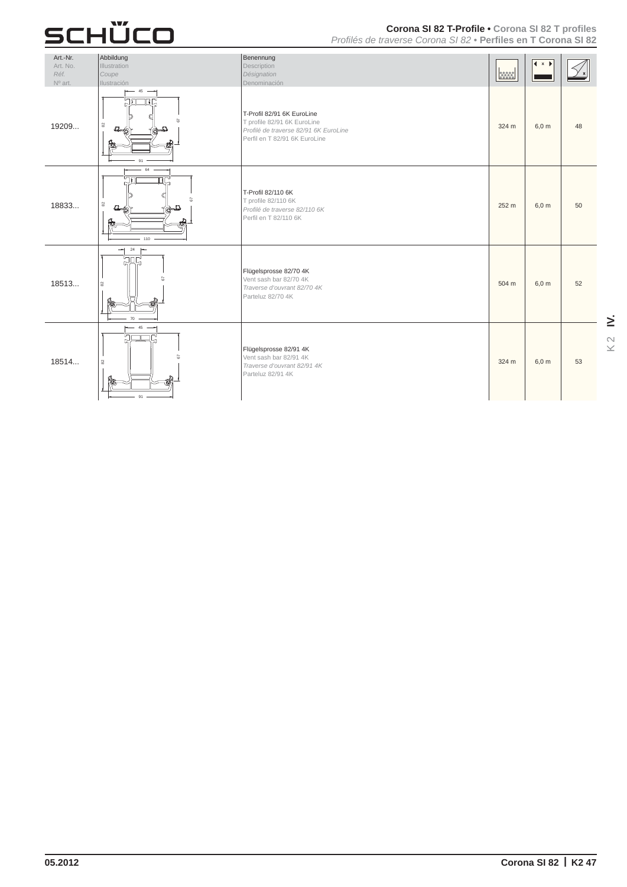# Corona SI 82 T-Profile • Corona SI 82 T profiles
*Profilés de traverse Corona SI 82* • **Perfiles en T Corona SI 82**

| Art.-Nr. / Art. No. / *Réf.* / Nº art. | Abbildung / Illustration / *Coupe* / Ilustración | Benennung / Description / *Désignation* / Denominación | | | |
|---|---|---|---|---|---|
| 19209... | | T-Profil 82/91 6K EuroLine<br>T profile 82/91 6K EuroLine<br>*Profilé de traverse 82/91 6K EuroLine*<br>Perfil en T 82/91 6K EuroLine | 324 m | 6,0 m | 48 |
| 18833... | | T-Profil 82/110 6K<br>T profile 82/110 6K<br>*Profilé de traverse 82/110 6K*<br>Perfil en T 82/110 6K | 252 m | 6,0 m | 50 |
| 18513... | | Flügelsprosse 82/70 4K<br>Vent sash bar 82/70 4K<br>*Traverse d'ouvrant 82/70 4K*<br>Parteluz 82/70 4K | 504 m | 6,0 m | 52 |
| 18514... | | Flügelsprosse 82/91 4K<br>Vent sash bar 82/91 4K<br>*Traverse d'ouvrant 82/91 4K*<br>Parteluz 82/91 4K | 324 m | 6,0 m | 53 |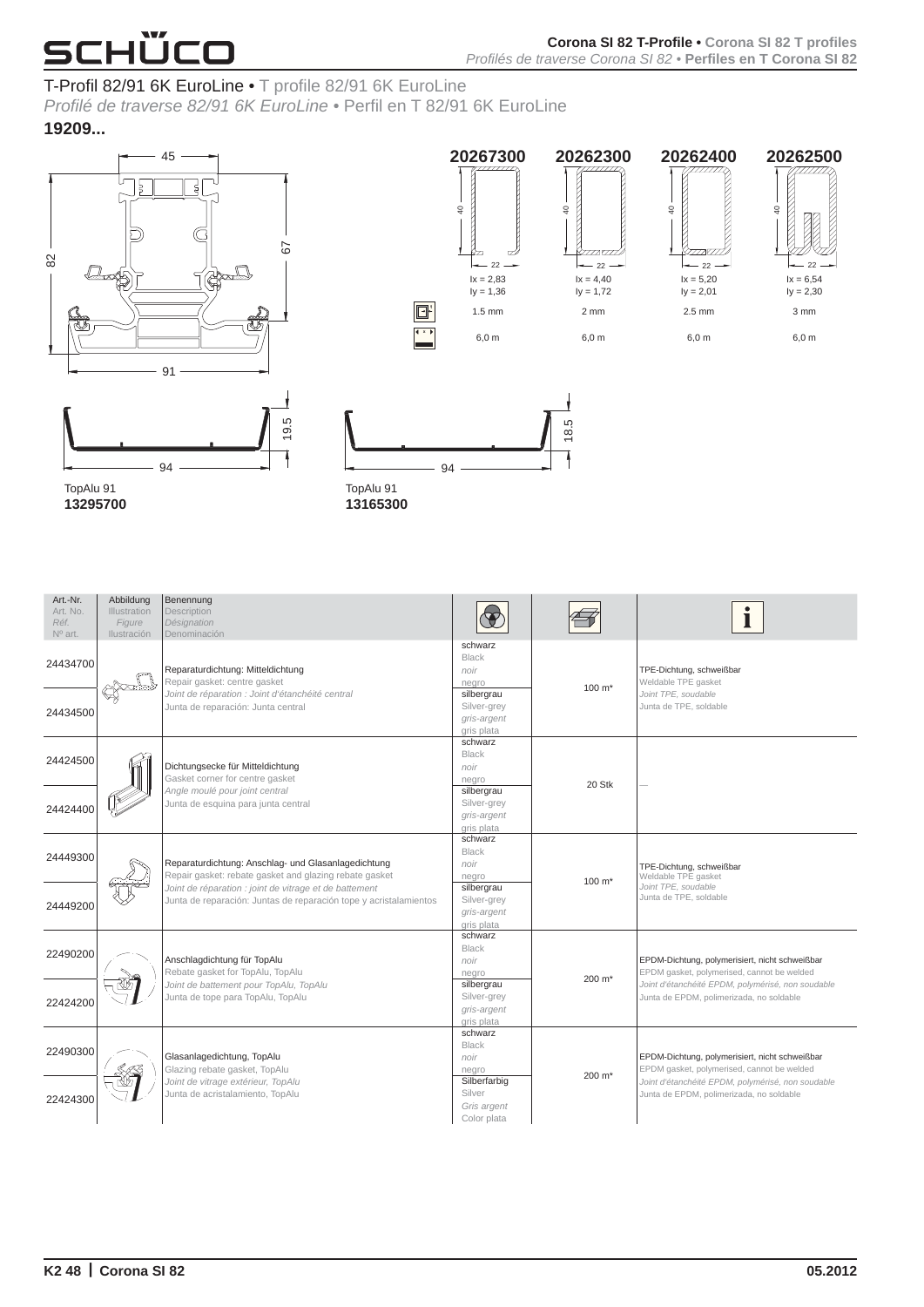## T-Profil 82/91 6K EuroLine • T profile 82/91 6K EuroLine

*Profilé de traverse 82/91 6K EuroLine* • Perfil en T 82/91 6K EuroLine

**19209...**

45

82

67

91

| | **20267300** | **20262300** | **20262400** | **20262500** |
|---|---|---|---|---|
| | 40 × 22 | 40 × 22 | 40 × 22 | 40 × 22 |
| | Ix = 2,83<br>Iy = 1,36 | Ix = 4,40<br>Iy = 1,72 | Ix = 5,20<br>Iy = 2,01 | Ix = 6,54<br>Iy = 2,30 |
| | 1.5 mm | 2 mm | 2.5 mm | 3 mm |
| | 6,0 m | 6,0 m | 6,0 m | 6,0 m |

94 × 19.5

TopAlu 91
**13295700**

94 × 18.5

TopAlu 91
**13165300**

| Art.-Nr.<br>Art. No.<br>*Réf.*<br>Nº art. | Abbildung<br>Illustration<br>*Figure*<br>Ilustración | Benennung<br>Description<br>*Désignation*<br>Denominación | | | |
|---|---|---|---|---|---|
| 24434700 | | Reparaturdichtung: Mitteldichtung<br>Repair gasket: centre gasket<br>*Joint de réparation : Joint d'étanchéité central*<br>Junta de reparación: Junta central | schwarz<br>Black<br>*noir*<br>negro | 100 m* | TPE-Dichtung, schweißbar<br>Weldable TPE gasket<br>*Joint TPE, soudable*<br>Junta de TPE, soldable |
| 24434500 | | | silbergrau<br>Silver-grey<br>*gris-argent*<br>gris plata | | |
| 24424500 | | Dichtungsecke für Mitteldichtung<br>Gasket corner for centre gasket<br>*Angle moulé pour joint central*<br>Junta de esquina para junta central | schwarz<br>Black<br>*noir*<br>negro | 20 Stk | — |
| 24424400 | | | silbergrau<br>Silver-grey<br>*gris-argent*<br>gris plata | | |
| 24449300 | | Reparaturdichtung: Anschlag- und Glasanlagedichtung<br>Repair gasket: rebate gasket and glazing rebate gasket<br>*Joint de réparation : joint de vitrage et de battement*<br>Junta de reparación: Juntas de reparación tope y acristalamientos | schwarz<br>Black<br>*noir*<br>negro | 100 m* | TPE-Dichtung, schweißbar<br>Weldable TPE gasket<br>*Joint TPE, soudable*<br>Junta de TPE, soldable |
| 24449200 | | | silbergrau<br>Silver-grey<br>*gris-argent*<br>gris plata | | |
| 22490200 | | Anschlagdichtung für TopAlu<br>Rebate gasket for TopAlu, TopAlu<br>*Joint de battement pour TopAlu, TopAlu*<br>Junta de tope para TopAlu, TopAlu | schwarz<br>Black<br>*noir*<br>negro | 200 m* | EPDM-Dichtung, polymerisiert, nicht schweißbar<br>EPDM gasket, polymerised, cannot be welded<br>*Joint d'étanchéité EPDM, polymérisé, non soudable*<br>Junta de EPDM, polimerizada, no soldable |
| 22424200 | | | silbergrau<br>Silver-grey<br>*gris-argent*<br>gris plata | | |
| 22490300 | | Glasanlagedichtung, TopAlu<br>Glazing rebate gasket, TopAlu<br>*Joint de vitrage extérieur, TopAlu*<br>Junta de acristalamiento, TopAlu | schwarz<br>Black<br>*noir*<br>negro | 200 m* | EPDM-Dichtung, polymerisiert, nicht schweißbar<br>EPDM gasket, polymerised, cannot be welded<br>*Joint d'étanchéité EPDM, polymérisé, non soudable*<br>Junta de EPDM, polimerizada, no soldable |
| 22424300 | | | Silberfarbig<br>Silver<br>*Gris argent*<br>Color plata | | |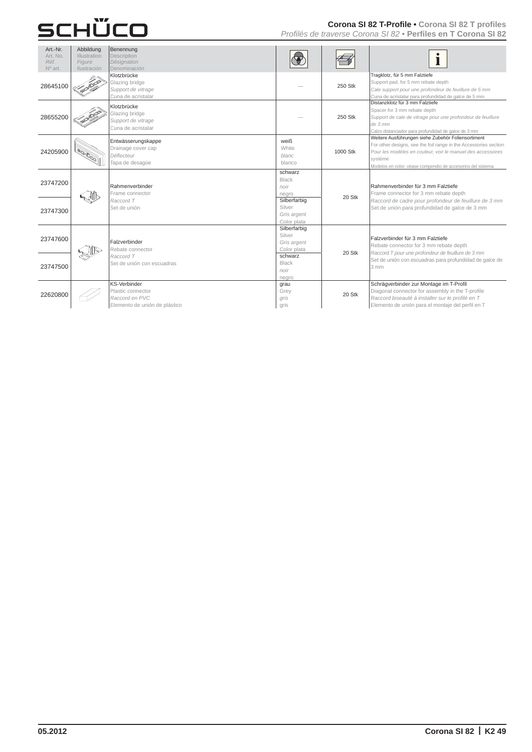## Corona SI 82 T-Profile • Corona SI 82 T profiles
*Profilés de traverse Corona SI 82* • **Perfiles en T Corona SI 82**

| Art.-Nr. / Art. No. / *Réf.* / Nº art. | Abbildung / Illustration / *Figure* / Ilustración | Benennung / Description / *Désignation* / Denominación | (Farbe) | (VE) | (Info) |
|---|---|---|---|---|---|
| 28645100 | | Klotzbrücke / Glazing bridge / *Support de vitrage* / Cuna de acristalar | — | 250 Stk | Tragklotz, für 5 mm Falztiefe / Support pad, for 5 mm rebate depth / *Cale support pour une profondeur de feuillure de 5 mm* / Cuna de acristalar para profundidad de galce de 5 mm |
| 28655200 | | Klotzbrücke / Glazing bridge / *Support de vitrage* / Cuna de acristalar | — | 250 Stk | Distanzklotz für 3 mm Falztiefe / Spacer for 3 mm rebate depth / *Support de cale de vitrage pour une profondeur de feuillure de 3 mm* / Calzo distanciador para profundidad de galce de 3 mm |
| 24205900 | | Entwässerungskappe / Drainage cover cap / *Déflecteur* / Tapa de desagüe | weiß / White / *blanc* / blanco | 1000 Stk | Weitere Ausführungen siehe Zubehör Foliensortiment / For other designs, see the foil range in the Accessories section / *Pour les modèles en couleur, voir le manuel des accessoires système* / Modelos en color: véase compendio de accesorios del sistema |
| 23747200 | | Rahmenverbinder / Frame connector / *Raccord T* / Set de unión | schwarz / Black / *noir* / negro | 20 Stk | Rahmenverbinder für 3 mm Falztiefe / Frame connector for 3 mm rebate depth / *Raccord de cadre pour profondeur de feuillure de 3 mm* / Set de unión para profundidad de galce de 3 mm |
| 23747300 | | | Silberfarbig / Silver / *Gris argent* / Color plata | | |
| 23747600 | | Falzverbinder / Rebate connector / *Raccord T* / Set de unión con escuadras | Silberfarbig / Silver / *Gris argent* / Color plata | 20 Stk | Falzverbinder für 3 mm Falztiefe / Rebate connector for 3 mm rebate depth / *Raccord T pour une profondeur de feuillure de 3 mm* / Set de unión con escuadras para profundidad de galce de 3 mm |
| 23747500 | | | schwarz / Black / *noir* / negro | | |
| 22620800 | | KS-Verbinder / Plastic connector / *Raccord en PVC* / Elemento de unión de plástico | grau / Grey / *gris* / gris | 20 Stk | Schrägverbinder zur Montage im T-Profil / Diagonal connector for assembly in the T-profile / *Raccord biseauté à installer sur le profilé en T* / Elemento de unión para el montaje del perfil en T |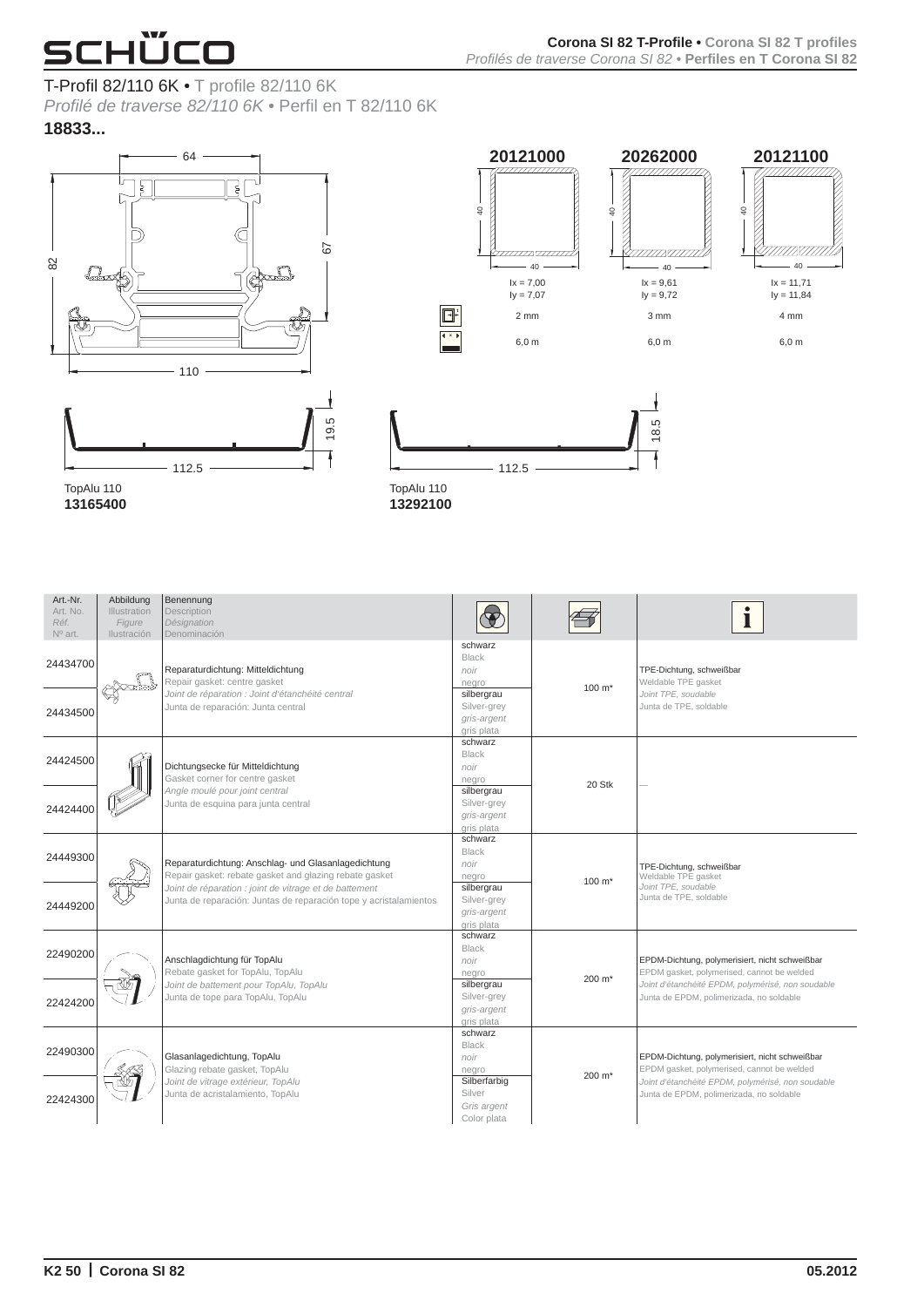# T-Profil 82/110 6K • T profile 82/110 6K

*Profilé de traverse 82/110 6K* • Perfil en T 82/110 6K

**18833...**

64

82

67

110

| | 20121000 | 20262000 | 20121100 |
|---|---|---|---|
| | 40 × 40 | 40 × 40 | 40 × 40 |
| | Ix = 7,00<br>Iy = 7,07 | Ix = 9,61<br>Iy = 9,72 | Ix = 11,71<br>Iy = 11,84 |
| | 2 mm | 3 mm | 4 mm |
| | 6,0 m | 6,0 m | 6,0 m |

19.5

112.5

TopAlu 110
**13165400**

18.5

112.5

TopAlu 110
**13292100**

| Art.-Nr.<br>Art. No.<br>*Réf.*<br>Nº art. | Abbildung<br>Illustration<br>*Figure*<br>Ilustración | Benennung<br>Description<br>*Désignation*<br>Denominación | | | i |
|---|---|---|---|---|---|
| 24434700 | | Reparaturdichtung: Mitteldichtung<br>Repair gasket: centre gasket<br>*Joint de réparation : Joint d'étanchéité central*<br>Junta de reparación: Junta central | schwarz<br>Black<br>*noir*<br>negro | 100 m* | TPE-Dichtung, schweißbar<br>Weldable TPE gasket<br>*Joint TPE, soudable*<br>Junta de TPE, soldable |
| 24434500 | | | silbergrau<br>Silver-grey<br>*gris-argent*<br>gris plata | | |
| 24424500 | | Dichtungsecke für Mitteldichtung<br>Gasket corner for centre gasket<br>*Angle moulé pour joint central*<br>Junta de esquina para junta central | schwarz<br>Black<br>*noir*<br>negro | 20 Stk | — |
| 24424400 | | | silbergrau<br>Silver-grey<br>*gris-argent*<br>gris plata | | |
| 24449300 | | Reparaturdichtung: Anschlag- und Glasanlagedichtung<br>Repair gasket: rebate gasket and glazing rebate gasket<br>*Joint de réparation : joint de vitrage et de battement*<br>Junta de reparación: Juntas de reparación tope y acristalamientos | schwarz<br>Black<br>*noir*<br>negro | 100 m* | TPE-Dichtung, schweißbar<br>Weldable TPE gasket<br>*Joint TPE, soudable*<br>Junta de TPE, soldable |
| 24449200 | | | silbergrau<br>Silver-grey<br>*gris-argent*<br>gris plata | | |
| 22490200 | | Anschlagdichtung für TopAlu<br>Rebate gasket for TopAlu, TopAlu<br>*Joint de battement pour TopAlu, TopAlu*<br>Junta de tope para TopAlu, TopAlu | schwarz<br>Black<br>*noir*<br>negro | 200 m* | EPDM-Dichtung, polymerisiert, nicht schweißbar<br>EPDM gasket, polymerised, cannot be welded<br>*Joint d'étanchéité EPDM, polymérisé, non soudable*<br>Junta de EPDM, polimerizada, no soldable |
| 22424200 | | | silbergrau<br>Silver-grey<br>*gris-argent*<br>gris plata | | |
| 22490300 | | Glasanlagedichtung, TopAlu<br>Glazing rebate gasket, TopAlu<br>*Joint de vitrage extérieur, TopAlu*<br>Junta de acristalamiento, TopAlu | schwarz<br>Black<br>*noir*<br>negro | 200 m* | EPDM-Dichtung, polymerisiert, nicht schweißbar<br>EPDM gasket, polymerised, cannot be welded<br>*Joint d'étanchéité EPDM, polymérisé, non soudable*<br>Junta de EPDM, polimerizada, no soldable |
| 22424300 | | | Silberfarbig<br>Silver<br>*Gris argent*<br>Color plata | | |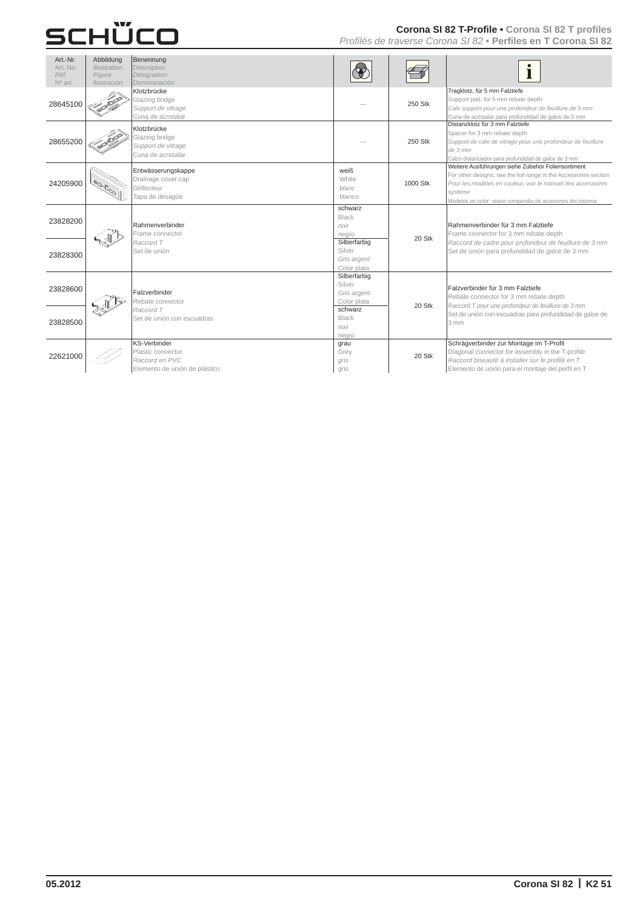## Corona SI 82 T-Profile • Corona SI 82 T profiles
*Profilés de traverse Corona SI 82* • **Perfiles en T Corona SI 82**

| Art.-Nr. / Art. No. / *Réf.* / Nº art. | Abbildung / Illustration / *Figure* / Ilustración | Benennung / Description / *Désignation* / Denominación | (Farbe) | (VE) | (Info) |
|---|---|---|---|---|---|
| 28645100 | | Klotzbrücke / Glazing bridge / *Support de vitrage* / Cuna de acristalar | — | 250 Stk | Tragklotz, für 5 mm Falztiefe / Support pad, for 5 mm rebate depth / *Cale support pour une profondeur de feuillure de 5 mm* / Cuna de acristalar para profundidad de galce de 5 mm |
| 28655200 | | Klotzbrücke / Glazing bridge / *Support de vitrage* / Cuna de acristalar | — | 250 Stk | Distanzklotz für 3 mm Falztiefe / Spacer for 3 mm rebate depth / *Support de cale de vitrage pour une profondeur de feuillure de 3 mm* / Calzo distanciador para profundidad de galce de 3 mm |
| 24205900 | | Entwässerungskappe / Drainage cover cap / *Déflecteur* / Tapa de desagüe | weiß / White / *blanc* / blanco | 1000 Stk | Weitere Ausführungen siehe Zubehör Foliensortiment / For other designs, see the foil range in the Accessories section / *Pour les modèles en couleur, voir le manuel des accessoires système* / Modelos en color: véase compendio de accesorios del sistema |
| 23828200 | | Rahmenverbinder / Frame connector / *Raccord T* / Set de unión | schwarz / Black / *noir* / negro | 20 Stk | Rahmenverbinder für 3 mm Falztiefe / Frame connector for 3 mm rebate depth / *Raccord de cadre pour profondeur de feuillure de 3 mm* / Set de unión para profundidad de galce de 3 mm |
| 23828300 | | | Silberfarbig / Silver / *Gris argent* / Color plata | | |
| 23828600 | | Falzverbinder / Rebate connector / *Raccord T* / Set de unión con escuadras | Silberfarbig / Silver / *Gris argent* / Color plata | 20 Stk | Falzverbinder für 3 mm Falztiefe / Rebate connector for 3 mm rebate depth / *Raccord T pour une profondeur de feuillure de 3 mm* / Set de unión con escuadras para profundidad de galce de 3 mm |
| 23828500 | | | schwarz / Black / *noir* / negro | | |
| 22621000 | | KS-Verbinder / Plastic connector / *Raccord en PVC* / Elemento de unión de plástico | grau / Grey / *gris* / gris | 20 Stk | Schrägverbinder zur Montage im T-Profil / Diagonal connector for assembly in the T-profile / *Raccord biseauté à installer sur le profilé en T* / Elemento de unión para el montaje del perfil en T |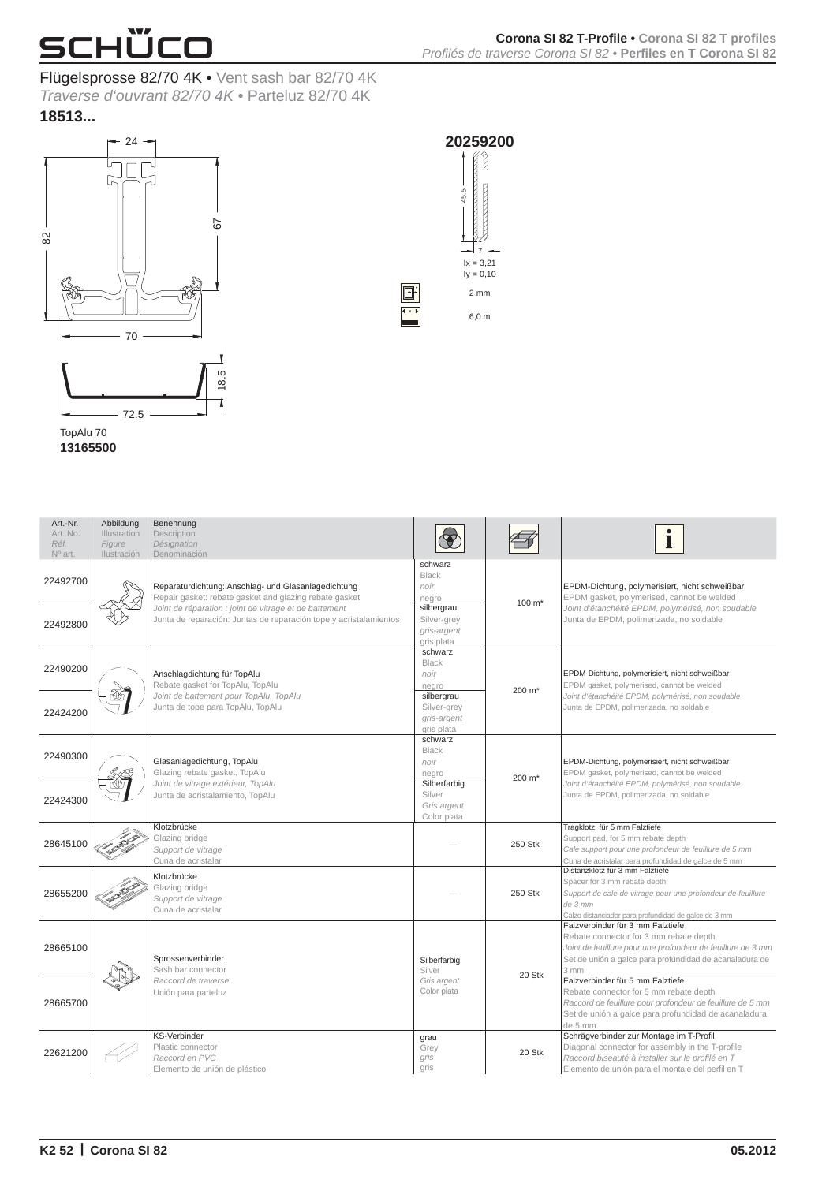## Flügelsprosse 82/70 4K • Vent sash bar 82/70 4K
*Traverse d'ouvrant 82/70 4K* • Parteluz 82/70 4K

**18513...**

24

82

67

70

18.5

72.5

TopAlu 70
**13165500**

**20259200**

45.5

7

Ix = 3,21
Iy = 0,10

2 mm

6,0 m

| Art.-Nr. / Art. No. / *Réf.* / Nº art. | Abbildung / Illustration / *Figure* / Ilustración | Benennung / Description / *Désignation* / Denominación | | | i |
|---|---|---|---|---|---|
| 22492700 | | Reparaturdichtung: Anschlag- und Glasanlagedichtung<br>Repair gasket: rebate gasket and glazing rebate gasket<br>*Joint de réparation : joint de vitrage et de battement*<br>Junta de reparación: Juntas de reparación tope y acristalamientos | schwarz<br>Black<br>*noir*<br>negro | 100 m* | EPDM-Dichtung, polymerisiert, nicht schweißbar<br>EPDM gasket, polymerised, cannot be welded<br>*Joint d'étanchéité EPDM, polymérisé, non soudable*<br>Junta de EPDM, polimerizada, no soldable |
| 22492800 | | | silbergrau<br>Silver-grey<br>*gris-argent*<br>gris plata | | |
| 22490200 | | Anschlagdichtung für TopAlu<br>Rebate gasket for TopAlu, TopAlu<br>*Joint de battement pour TopAlu, TopAlu*<br>Junta de tope para TopAlu, TopAlu | schwarz<br>Black<br>*noir*<br>negro | 200 m* | EPDM-Dichtung, polymerisiert, nicht schweißbar<br>EPDM gasket, polymerised, cannot be welded<br>*Joint d'étanchéité EPDM, polymérisé, non soudable*<br>Junta de EPDM, polimerizada, no soldable |
| 22424200 | | | silbergrau<br>Silver-grey<br>*gris-argent*<br>gris plata | | |
| 22490300 | | Glasanlagedichtung, TopAlu<br>Glazing rebate gasket, TopAlu<br>*Joint de vitrage extérieur, TopAlu*<br>Junta de acristalamiento, TopAlu | schwarz<br>Black<br>*noir*<br>negro | 200 m* | EPDM-Dichtung, polymerisiert, nicht schweißbar<br>EPDM gasket, polymerised, cannot be welded<br>*Joint d'étanchéité EPDM, polymérisé, non soudable*<br>Junta de EPDM, polimerizada, no soldable |
| 22424300 | | | Silberfarbig<br>Silver<br>*Gris argent*<br>Color plata | | |
| 28645100 | | Klotzbrücke<br>Glazing bridge<br>*Support de vitrage*<br>Cuna de acristalar | — | 250 Stk | Tragklotz, für 5 mm Falztiefe<br>Support pad, for 5 mm rebate depth<br>*Cale support pour une profondeur de feuillure de 5 mm*<br>Cuna de acristalar para profundidad de galce de 5 mm |
| 28655200 | | Klotzbrücke<br>Glazing bridge<br>*Support de vitrage*<br>Cuna de acristalar | — | 250 Stk | Distanzklotz für 3 mm Falztiefe<br>Spacer for 3 mm rebate depth<br>*Support de cale de vitrage pour une profondeur de feuillure de 3 mm*<br>Calzo distanciador para profundidad de galce de 3 mm |
| 28665100 | | Sprossenverbinder<br>Sash bar connector<br>*Raccord de traverse*<br>Unión para parteluz | Silberfarbig<br>Silver<br>*Gris argent*<br>Color plata | 20 Stk | Falzverbinder für 3 mm Falztiefe<br>Rebate connector for 3 mm rebate depth<br>*Joint de feuillure pour une profondeur de feuillure de 3 mm*<br>Set de unión a galce para profundidad de acanaladura de 3 mm |
| 28665700 | | | | | Falzverbinder für 5 mm Falztiefe<br>Rebate connector for 5 mm rebate depth<br>*Raccord de feuillure pour profondeur de feuillure de 5 mm*<br>Set de unión a galce para profundidad de acanaladura de 5 mm |
| 22621200 | | KS-Verbinder<br>Plastic connector<br>*Raccord en PVC*<br>Elemento de unión de plástico | grau<br>Grey<br>*gris*<br>gris | 20 Stk | Schrägverbinder zur Montage im T-Profil<br>Diagonal connector for assembly in the T-profile<br>*Raccord biseauté à installer sur le profilé en T*<br>Elemento de unión para el montaje del perfil en T |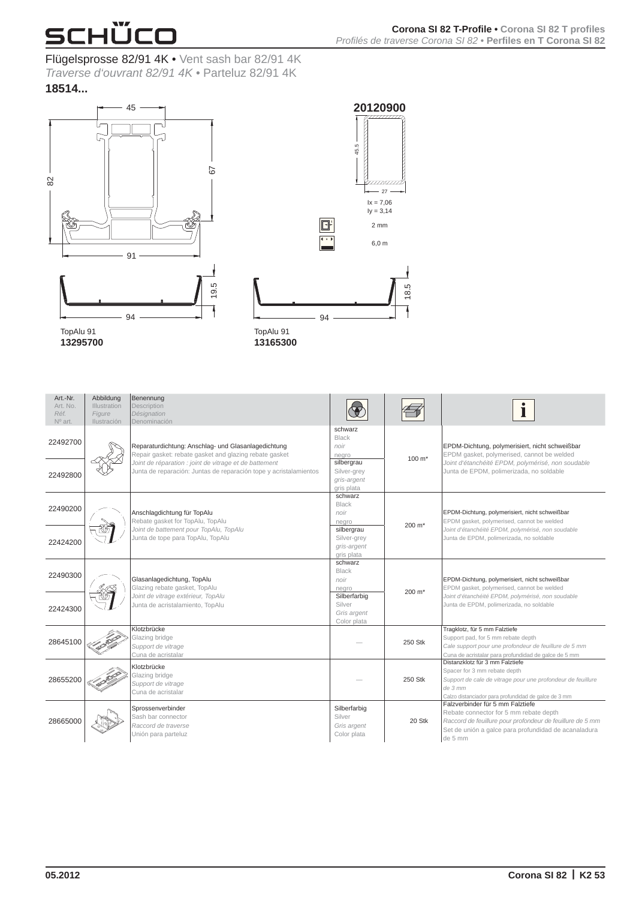# Flügelsprosse 82/91 4K • Vent sash bar 82/91 4K

*Traverse d'ouvrant 82/91 4K* • Parteluz 82/91 4K

**18514...**

45

67

82

91

**20120900**

45,5

27

Ix = 7,06
Iy = 3,14

2 mm

6,0 m

19,5

94

TopAlu 91
**13295700**

18,5

94

TopAlu 91
**13165300**

| Art.-Nr. / Art. No. / *Réf.* / Nº art. | Abbildung / Illustration / *Figure* / Ilustración | Benennung / Description / *Désignation* / Denominación | | | |
|---|---|---|---|---|---|
| 22492700 | | Reparaturdichtung: Anschlag- und Glasanlagedichtung<br>Repair gasket: rebate gasket and glazing rebate gasket<br>*Joint de réparation : joint de vitrage et de battement*<br>Junta de reparación: Juntas de reparación tope y acristalamientos | schwarz<br>Black<br>*noir*<br>negro | 100 m* | EPDM-Dichtung, polymerisiert, nicht schweißbar<br>EPDM gasket, polymerised, cannot be welded<br>*Joint d'étanchéité EPDM, polymérisé, non soudable*<br>Junta de EPDM, polimerizada, no soldable |
| 22492800 | | | silbergrau<br>Silver-grey<br>*gris-argent*<br>gris plata | | |
| 22490200 | | Anschlagdichtung für TopAlu<br>Rebate gasket for TopAlu, TopAlu<br>*Joint de battement pour TopAlu, TopAlu*<br>Junta de tope para TopAlu, TopAlu | schwarz<br>Black<br>*noir*<br>negro | 200 m* | EPDM-Dichtung, polymerisiert, nicht schweißbar<br>EPDM gasket, polymerised, cannot be welded<br>*Joint d'étanchéité EPDM, polymérisé, non soudable*<br>Junta de EPDM, polimerizada, no soldable |
| 22424200 | | | silbergrau<br>Silver-grey<br>*gris-argent*<br>gris plata | | |
| 22490300 | | Glasanlagedichtung, TopAlu<br>Glazing rebate gasket, TopAlu<br>*Joint de vitrage extérieur, TopAlu*<br>Junta de acristalamiento, TopAlu | schwarz<br>Black<br>*noir*<br>negro | 200 m* | EPDM-Dichtung, polymerisiert, nicht schweißbar<br>EPDM gasket, polymerised, cannot be welded<br>*Joint d'étanchéité EPDM, polymérisé, non soudable*<br>Junta de EPDM, polimerizada, no soldable |
| 22424300 | | | Silberfarbig<br>Silver<br>*Gris argent*<br>Color plata | | |
| 28645100 | | Klotzbrücke<br>Glazing bridge<br>*Support de vitrage*<br>Cuna de acristalar | — | 250 Stk | Tragklotz, für 5 mm Falztiefe<br>Support pad, for 5 mm rebate depth<br>*Cale support pour une profondeur de feuillure de 5 mm*<br>Cuna de acristalar para profundidad de galce de 5 mm |
| 28655200 | | Klotzbrücke<br>Glazing bridge<br>*Support de vitrage*<br>Cuna de acristalar | — | 250 Stk | Distanzklotz für 3 mm Falztiefe<br>Spacer for 3 mm rebate depth<br>*Support de cale de vitrage pour une profondeur de feuillure de 3 mm*<br>Calzo distanciador para profundidad de galce de 3 mm |
| 28665000 | | Sprossenverbinder<br>Sash bar connector<br>*Raccord de traverse*<br>Unión para parteluz | Silberfarbig<br>Silver<br>*Gris argent*<br>Color plata | 20 Stk | Falzverbinder für 5 mm Falztiefe<br>Rebate connector for 5 mm rebate depth<br>*Raccord de feuillure pour profondeur de feuillure de 5 mm*<br>Set de unión a galce para profundidad de acanaladura de 5 mm |